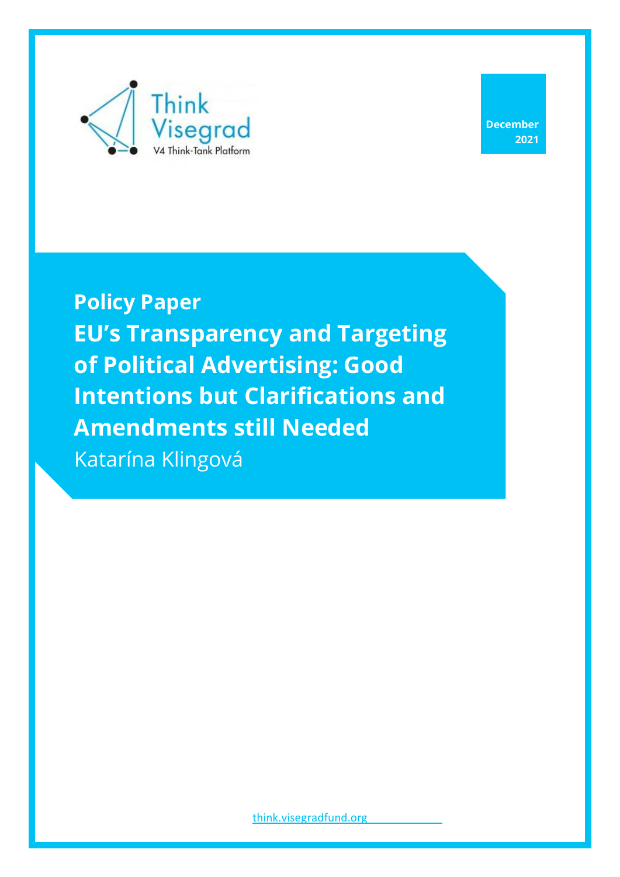Think Visegrad

V4 Think-Tank Platform

December 2021

**Policy Paper**

# EU's Transparency and Targeting of Political Advertising: Good Intentions but Clarifications and Amendments still Needed

Katarína Klingová

think.visegradfund.org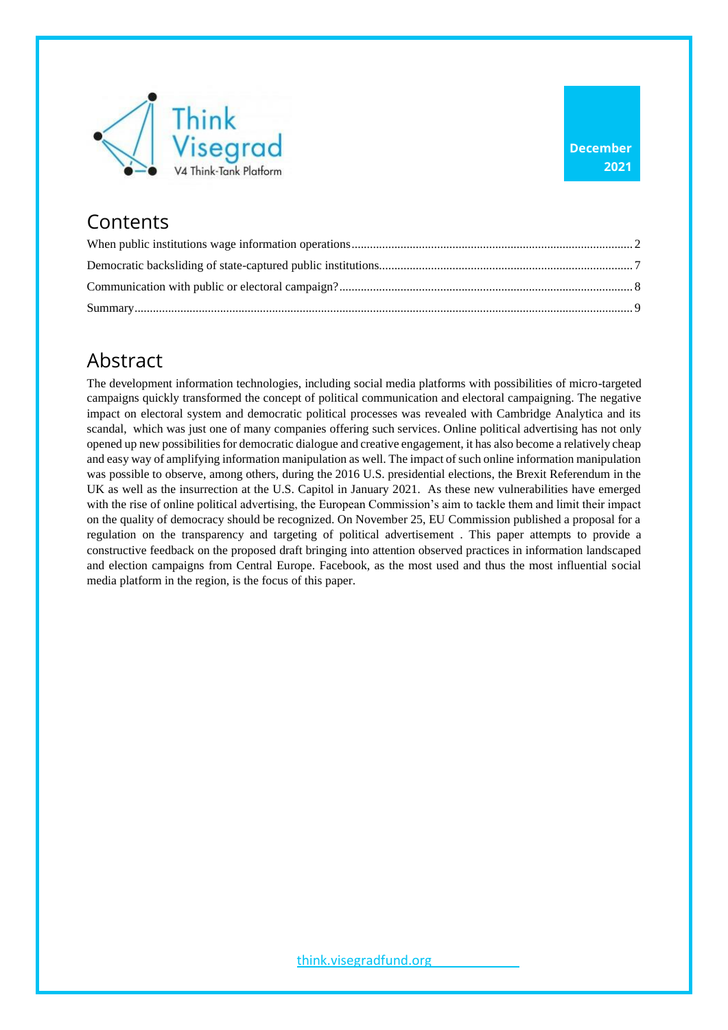December 2021

## Contents

When public institutions wage information operations ........ 2

Democratic backsliding of state-captured public institutions ........ 7

Communication with public or electoral campaign? ........ 8

Summary ........ 9

## Abstract

The development information technologies, including social media platforms with possibilities of micro-targeted campaigns quickly transformed the concept of political communication and electoral campaigning. The negative impact on electoral system and democratic political processes was revealed with Cambridge Analytica and its scandal, which was just one of many companies offering such services. Online political advertising has not only opened up new possibilities for democratic dialogue and creative engagement, it has also become a relatively cheap and easy way of amplifying information manipulation as well. The impact of such online information manipulation was possible to observe, among others, during the 2016 U.S. presidential elections, the Brexit Referendum in the UK as well as the insurrection at the U.S. Capitol in January 2021. As these new vulnerabilities have emerged with the rise of online political advertising, the European Commission's aim to tackle them and limit their impact on the quality of democracy should be recognized. On November 25, EU Commission published a proposal for a regulation on the transparency and targeting of political advertisement . This paper attempts to provide a constructive feedback on the proposed draft bringing into attention observed practices in information landscaped and election campaigns from Central Europe. Facebook, as the most used and thus the most influential social media platform in the region, is the focus of this paper.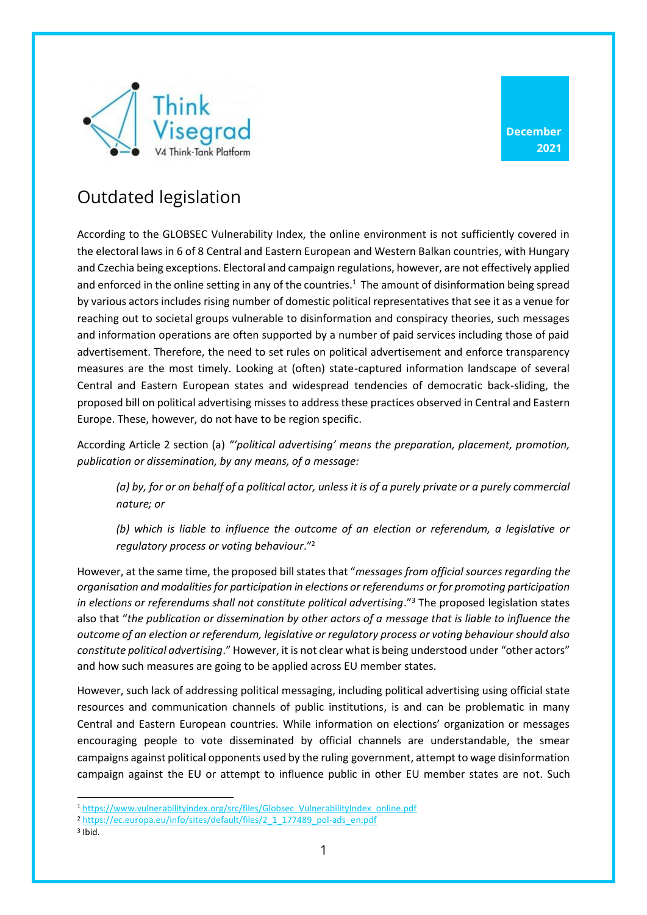# Outdated legislation

According to the GLOBSEC Vulnerability Index, the online environment is not sufficiently covered in the electoral laws in 6 of 8 Central and Eastern European and Western Balkan countries, with Hungary and Czechia being exceptions. Electoral and campaign regulations, however, are not effectively applied and enforced in the online setting in any of the countries.[1] The amount of disinformation being spread by various actors includes rising number of domestic political representatives that see it as a venue for reaching out to societal groups vulnerable to disinformation and conspiracy theories, such messages and information operations are often supported by a number of paid services including those of paid advertisement. Therefore, the need to set rules on political advertisement and enforce transparency measures are the most timely. Looking at (often) state-captured information landscape of several Central and Eastern European states and widespread tendencies of democratic back-sliding, the proposed bill on political advertising misses to address these practices observed in Central and Eastern Europe. These, however, do not have to be region specific.

According Article 2 section (a) *"'political advertising' means the preparation, placement, promotion, publication or dissemination, by any means, of a message:*

> *(a) by, for or on behalf of a political actor, unless it is of a purely private or a purely commercial nature; or*
>
> *(b) which is liable to influence the outcome of an election or referendum, a legislative or regulatory process or voting behaviour*."[2]

However, at the same time, the proposed bill states that "*messages from official sources regarding the organisation and modalities for participation in elections or referendums or for promoting participation in elections or referendums shall not constitute political advertising*."[3] The proposed legislation states also that "*the publication or dissemination by other actors of a message that is liable to influence the outcome of an election or referendum, legislative or regulatory process or voting behaviour should also constitute political advertising*." However, it is not clear what is being understood under "other actors" and how such measures are going to be applied across EU member states.

However, such lack of addressing political messaging, including political advertising using official state resources and communication channels of public institutions, is and can be problematic in many Central and Eastern European countries. While information on elections' organization or messages encouraging people to vote disseminated by official channels are understandable, the smear campaigns against political opponents used by the ruling government, attempt to wage disinformation campaign against the EU or attempt to influence public in other EU member states are not. Such

---

[1] https://www.vulnerabilityindex.org/src/files/Globsec_VulnerabilityIndex_online.pdf

[2] https://ec.europa.eu/info/sites/default/files/2_1_177489_pol-ads_en.pdf

[3] Ibid.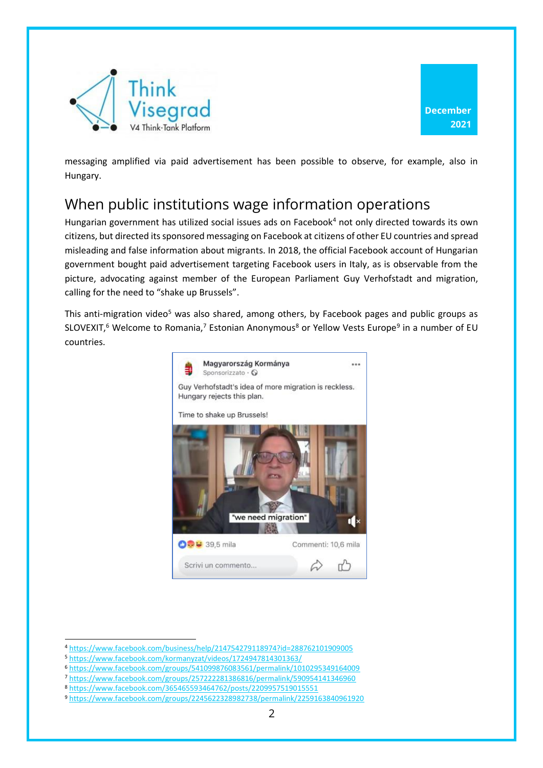messaging amplified via paid advertisement has been possible to observe, for example, also in Hungary.

## When public institutions wage information operations

Hungarian government has utilized social issues ads on Facebook[4] not only directed towards its own citizens, but directed its sponsored messaging on Facebook at citizens of other EU countries and spread misleading and false information about migrants. In 2018, the official Facebook account of Hungarian government bought paid advertisement targeting Facebook users in Italy, as is observable from the picture, advocating against member of the European Parliament Guy Verhofstadt and migration, calling for the need to "shake up Brussels".

This anti-migration video[5] was also shared, among others, by Facebook pages and public groups as SLOVEXIT,[6] Welcome to Romania,[7] Estonian Anonymous[8] or Yellow Vests Europe[9] in a number of EU countries.

Magyarország Kormánya
Sponsorizzato ·

Guy Verhofstadt's idea of more migration is reckless. Hungary rejects this plan.

Time to shake up Brussels!

"we need migration"

39,5 mila    Commenti: 10,6 mila

Scrivi un commento...

---

[4] https://www.facebook.com/business/help/214754279118974?id=288762101909005
[5] https://www.facebook.com/kormanyzat/videos/1724947814301363/
[6] https://www.facebook.com/groups/541099876083561/permalink/1010295349164009
[7] https://www.facebook.com/groups/257222281386816/permalink/590954141346960
[8] https://www.facebook.com/365465593464762/posts/2209957519015551
[9] https://www.facebook.com/groups/2245622328982738/permalink/2259163840961920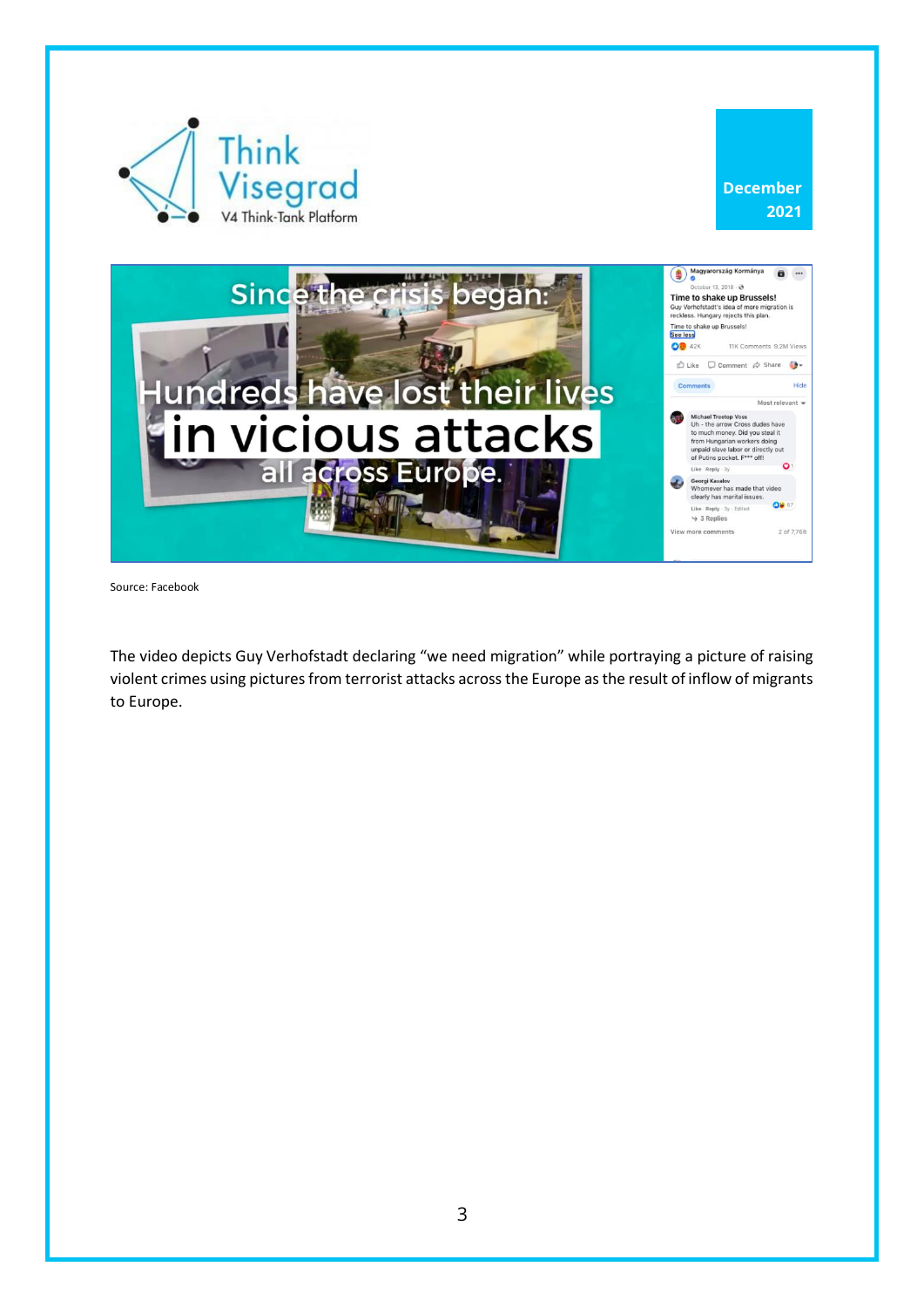Source: Facebook

The video depicts Guy Verhofstadt declaring “we need migration” while portraying a picture of raising violent crimes using pictures from terrorist attacks across the Europe as the result of inflow of migrants to Europe.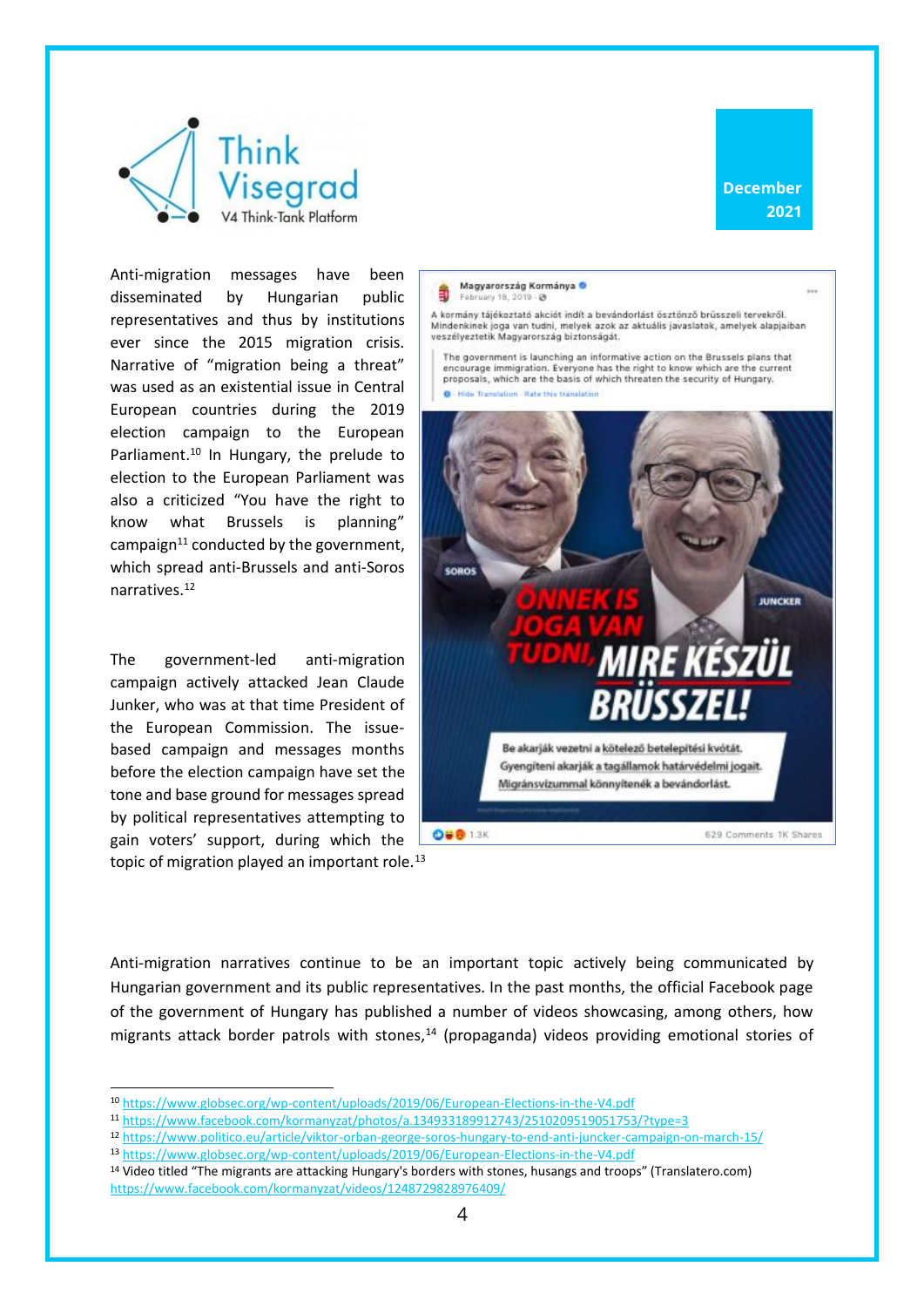Anti-migration messages have been disseminated by Hungarian public representatives and thus by institutions ever since the 2015 migration crisis. Narrative of "migration being a threat" was used as an existential issue in Central European countries during the 2019 election campaign to the European Parliament.[10] In Hungary, the prelude to election to the European Parliament was also a criticized "You have the right to know what Brussels is planning" campaign[11] conducted by the government, which spread anti-Brussels and anti-Soros narratives.[12]

The government-led anti-migration campaign actively attacked Jean Claude Junker, who was at that time President of the European Commission. The issue-based campaign and messages months before the election campaign have set the tone and base ground for messages spread by political representatives attempting to gain voters' support, during which the topic of migration played an important role.[13]

Anti-migration narratives continue to be an important topic actively being communicated by Hungarian government and its public representatives. In the past months, the official Facebook page of the government of Hungary has published a number of videos showcasing, among others, how migrants attack border patrols with stones,[14] (propaganda) videos providing emotional stories of

---

[10] https://www.globsec.org/wp-content/uploads/2019/06/European-Elections-in-the-V4.pdf

[11] https://www.facebook.com/kormanyzat/photos/a.134933189912743/2510209519051753/?type=3

[12] https://www.politico.eu/article/viktor-orban-george-soros-hungary-to-end-anti-juncker-campaign-on-march-15/

[13] https://www.globsec.org/wp-content/uploads/2019/06/European-Elections-in-the-V4.pdf

[14] Video titled "The migrants are attacking Hungary's borders with stones, husangs and troops" (Translatero.com) https://www.facebook.com/kormanyzat/videos/1248729828976409/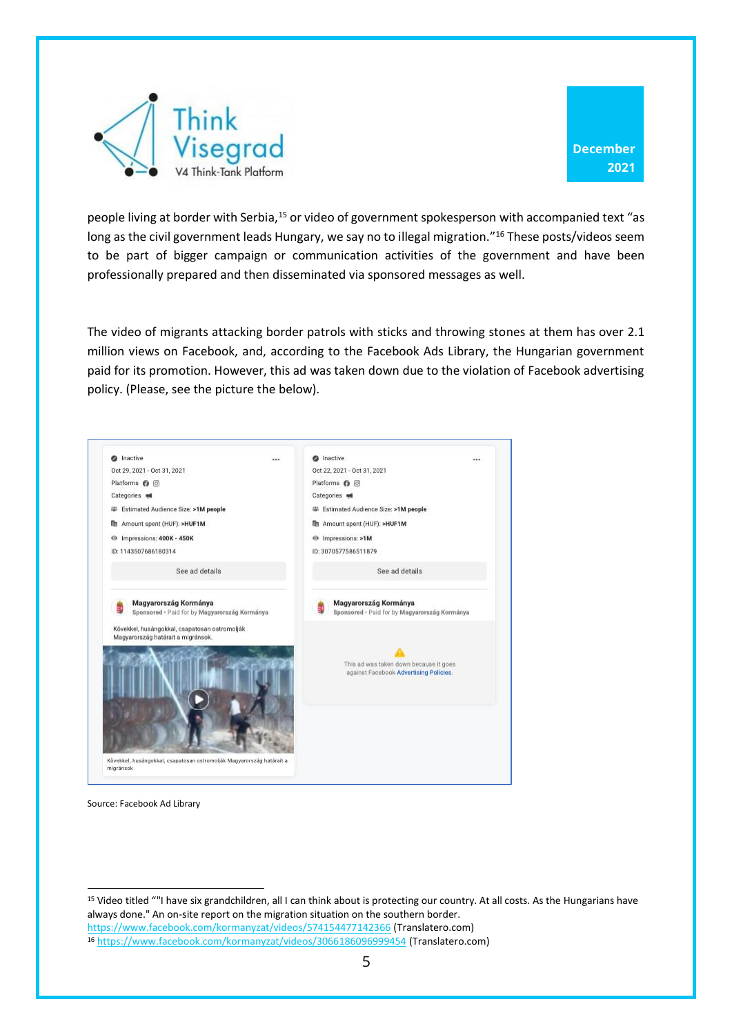people living at border with Serbia,[15] or video of government spokesperson with accompanied text “as long as the civil government leads Hungary, we say no to illegal migration.”[16] These posts/videos seem to be part of bigger campaign or communication activities of the government and have been professionally prepared and then disseminated via sponsored messages as well.

The video of migrants attacking border patrols with sticks and throwing stones at them has over 2.1 million views on Facebook, and, according to the Facebook Ads Library, the Hungarian government paid for its promotion. However, this ad was taken down due to the violation of Facebook advertising policy. (Please, see the picture the below).

Source: Facebook Ad Library

---

[15] Video titled “"I have six grandchildren, all I can think about is protecting our country. At all costs. As the Hungarians have always done." An on-site report on the migration situation on the southern border. https://www.facebook.com/kormanyzat/videos/574154477142366 (Translatero.com)

[16] https://www.facebook.com/kormanyzat/videos/3066186096999454 (Translatero.com)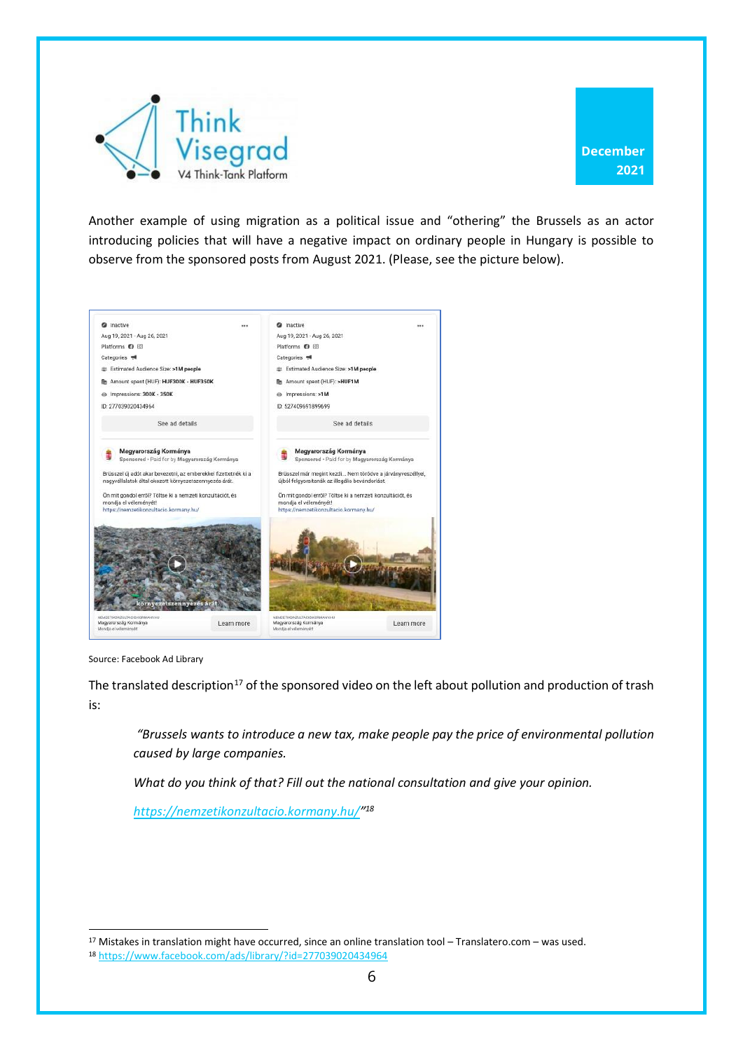Another example of using migration as a political issue and "othering" the Brussels as an actor introducing policies that will have a negative impact on ordinary people in Hungary is possible to observe from the sponsored posts from August 2021. (Please, see the picture below).

Source: Facebook Ad Library

The translated description[17] of the sponsored video on the left about pollution and production of trash is:

> *"Brussels wants to introduce a new tax, make people pay the price of environmental pollution caused by large companies.*
>
> *What do you think of that? Fill out the national consultation and give your opinion.*
>
> *https://nemzetikonzultacio.kormany.hu/"[18]*

[17] Mistakes in translation might have occurred, since an online translation tool – Translatero.com – was used.

[18] https://www.facebook.com/ads/library/?id=277039020434964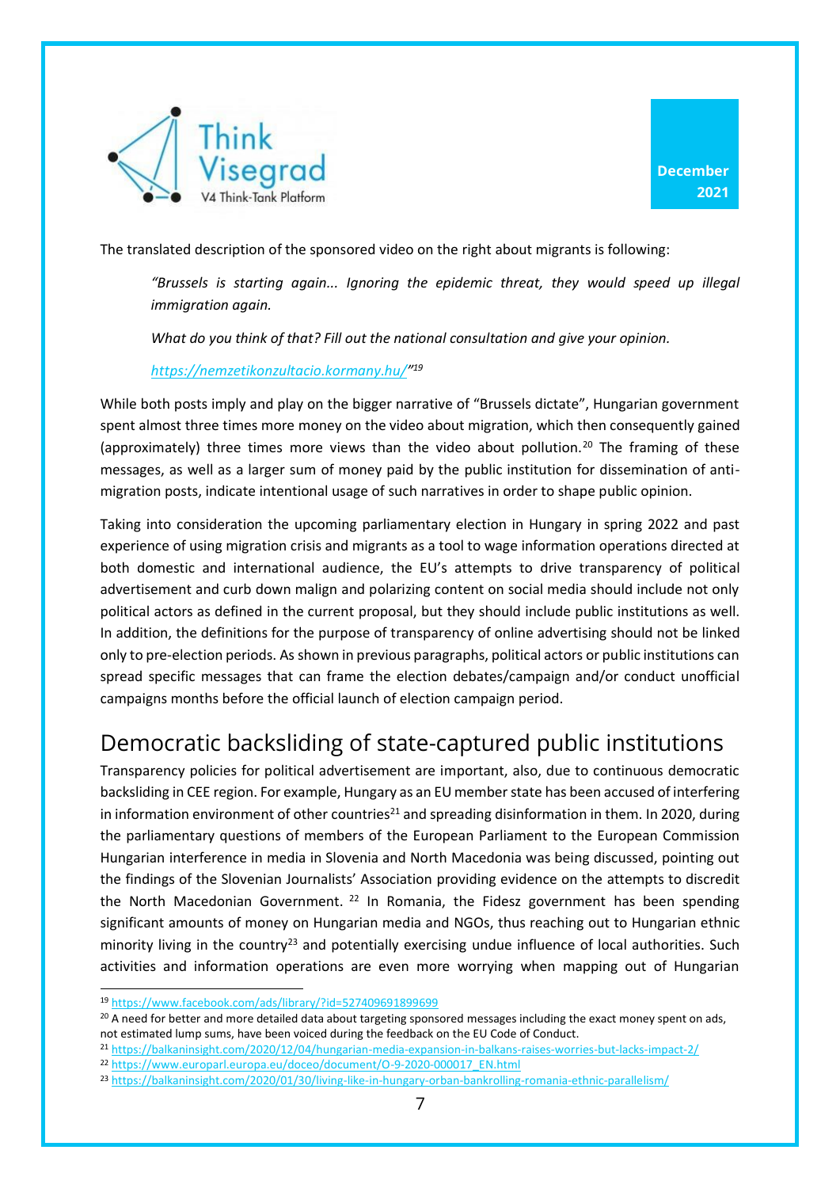The translated description of the sponsored video on the right about migrants is following:

> *"Brussels is starting again... Ignoring the epidemic threat, they would speed up illegal immigration again.*
>
> *What do you think of that? Fill out the national consultation and give your opinion.*
>
> *https://nemzetikonzultacio.kormany.hu/"*[19]

While both posts imply and play on the bigger narrative of "Brussels dictate", Hungarian government spent almost three times more money on the video about migration, which then consequently gained (approximately) three times more views than the video about pollution.[20] The framing of these messages, as well as a larger sum of money paid by the public institution for dissemination of anti-migration posts, indicate intentional usage of such narratives in order to shape public opinion.

Taking into consideration the upcoming parliamentary election in Hungary in spring 2022 and past experience of using migration crisis and migrants as a tool to wage information operations directed at both domestic and international audience, the EU's attempts to drive transparency of political advertisement and curb down malign and polarizing content on social media should include not only political actors as defined in the current proposal, but they should include public institutions as well. In addition, the definitions for the purpose of transparency of online advertising should not be linked only to pre-election periods. As shown in previous paragraphs, political actors or public institutions can spread specific messages that can frame the election debates/campaign and/or conduct unofficial campaigns months before the official launch of election campaign period.

## Democratic backsliding of state-captured public institutions

Transparency policies for political advertisement are important, also, due to continuous democratic backsliding in CEE region. For example, Hungary as an EU member state has been accused of interfering in information environment of other countries[21] and spreading disinformation in them. In 2020, during the parliamentary questions of members of the European Parliament to the European Commission Hungarian interference in media in Slovenia and North Macedonia was being discussed, pointing out the findings of the Slovenian Journalists' Association providing evidence on the attempts to discredit the North Macedonian Government.[22] In Romania, the Fidesz government has been spending significant amounts of money on Hungarian media and NGOs, thus reaching out to Hungarian ethnic minority living in the country[23] and potentially exercising undue influence of local authorities. Such activities and information operations are even more worrying when mapping out of Hungarian

---

[19] https://www.facebook.com/ads/library/?id=527409691899699

[20] A need for better and more detailed data about targeting sponsored messages including the exact money spent on ads, not estimated lump sums, have been voiced during the feedback on the EU Code of Conduct.

[21] https://balkaninsight.com/2020/12/04/hungarian-media-expansion-in-balkans-raises-worries-but-lacks-impact-2/

[22] https://www.europarl.europa.eu/doceo/document/O-9-2020-000017_EN.html

[23] https://balkaninsight.com/2020/01/30/living-like-in-hungary-orban-bankrolling-romania-ethnic-parallelism/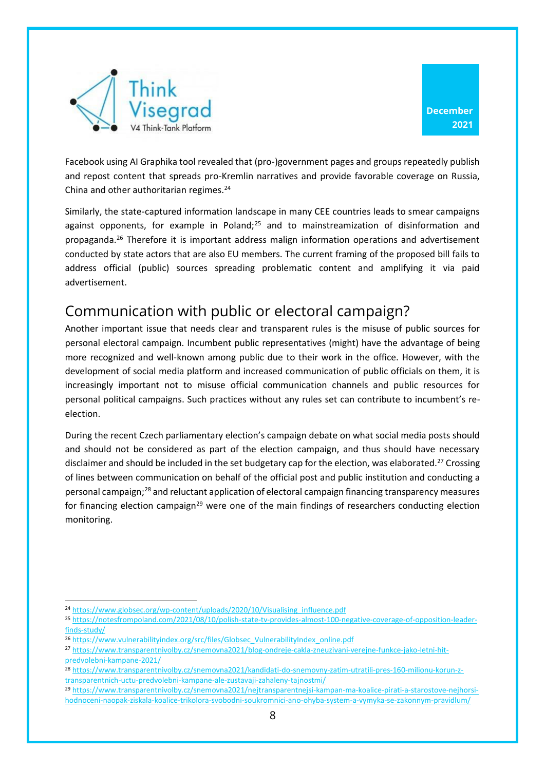Facebook using AI Graphika tool revealed that (pro-)government pages and groups repeatedly publish and repost content that spreads pro-Kremlin narratives and provide favorable coverage on Russia, China and other authoritarian regimes.[24]

Similarly, the state-captured information landscape in many CEE countries leads to smear campaigns against opponents, for example in Poland;[25] and to mainstreamization of disinformation and propaganda.[26] Therefore it is important address malign information operations and advertisement conducted by state actors that are also EU members. The current framing of the proposed bill fails to address official (public) sources spreading problematic content and amplifying it via paid advertisement.

## Communication with public or electoral campaign?

Another important issue that needs clear and transparent rules is the misuse of public sources for personal electoral campaign. Incumbent public representatives (might) have the advantage of being more recognized and well-known among public due to their work in the office. However, with the development of social media platform and increased communication of public officials on them, it is increasingly important not to misuse official communication channels and public resources for personal political campaigns. Such practices without any rules set can contribute to incumbent's re-election.

During the recent Czech parliamentary election's campaign debate on what social media posts should and should not be considered as part of the election campaign, and thus should have necessary disclaimer and should be included in the set budgetary cap for the election, was elaborated.[27] Crossing of lines between communication on behalf of the official post and public institution and conducting a personal campaign;[28] and reluctant application of electoral campaign financing transparency measures for financing election campaign[29] were one of the main findings of researchers conducting election monitoring.

---

[24] https://www.globsec.org/wp-content/uploads/2020/10/Visualising_influence.pdf

[25] https://notesfrompoland.com/2021/08/10/polish-state-tv-provides-almost-100-negative-coverage-of-opposition-leader-finds-study/

[26] https://www.vulnerabilityindex.org/src/files/Globsec_VulnerabilityIndex_online.pdf

[27] https://www.transparentnivolby.cz/snemovna2021/blog-ondreje-cakla-zneuzivani-verejne-funkce-jako-letni-hit-predvolebni-kampane-2021/

[28] https://www.transparentnivolby.cz/snemovna2021/kandidati-do-snemovny-zatim-utratili-pres-160-milionu-korun-z-transparentnich-uctu-predvolebni-kampane-ale-zustavaji-zahaleny-tajnostmi/

[29] https://www.transparentnivolby.cz/snemovna2021/nejtransparentnejsi-kampan-ma-koalice-pirati-a-starostove-nejhorsi-hodnoceni-naopak-ziskala-koalice-trikolora-svobodni-soukromnici-ano-ohyba-system-a-vymyka-se-zakonnym-pravidlum/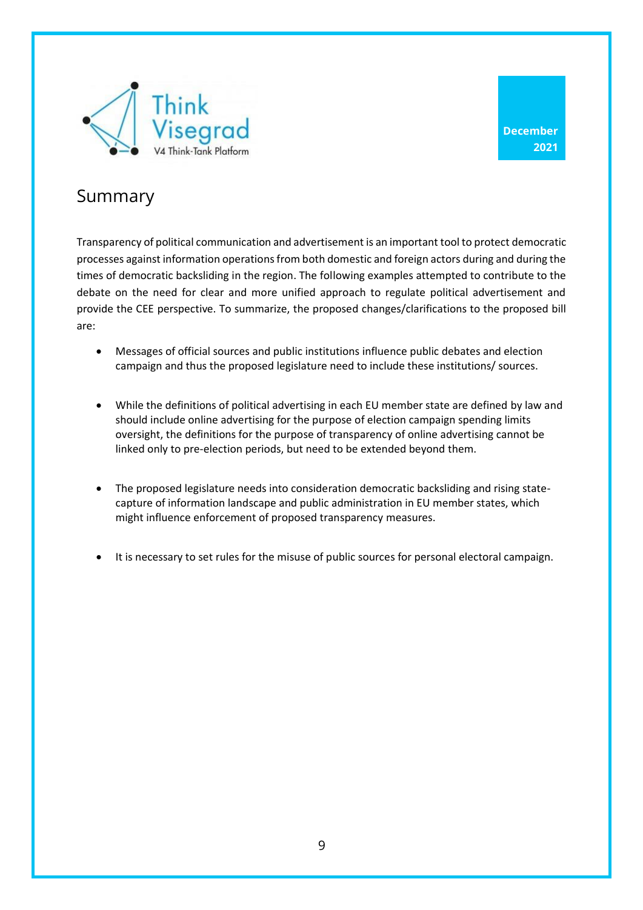## Summary

Transparency of political communication and advertisement is an important tool to protect democratic processes against information operations from both domestic and foreign actors during and during the times of democratic backsliding in the region. The following examples attempted to contribute to the debate on the need for clear and more unified approach to regulate political advertisement and provide the CEE perspective. To summarize, the proposed changes/clarifications to the proposed bill are:

- Messages of official sources and public institutions influence public debates and election campaign and thus the proposed legislature need to include these institutions/ sources.
- While the definitions of political advertising in each EU member state are defined by law and should include online advertising for the purpose of election campaign spending limits oversight, the definitions for the purpose of transparency of online advertising cannot be linked only to pre-election periods, but need to be extended beyond them.
- The proposed legislature needs into consideration democratic backsliding and rising state-capture of information landscape and public administration in EU member states, which might influence enforcement of proposed transparency measures.
- It is necessary to set rules for the misuse of public sources for personal electoral campaign.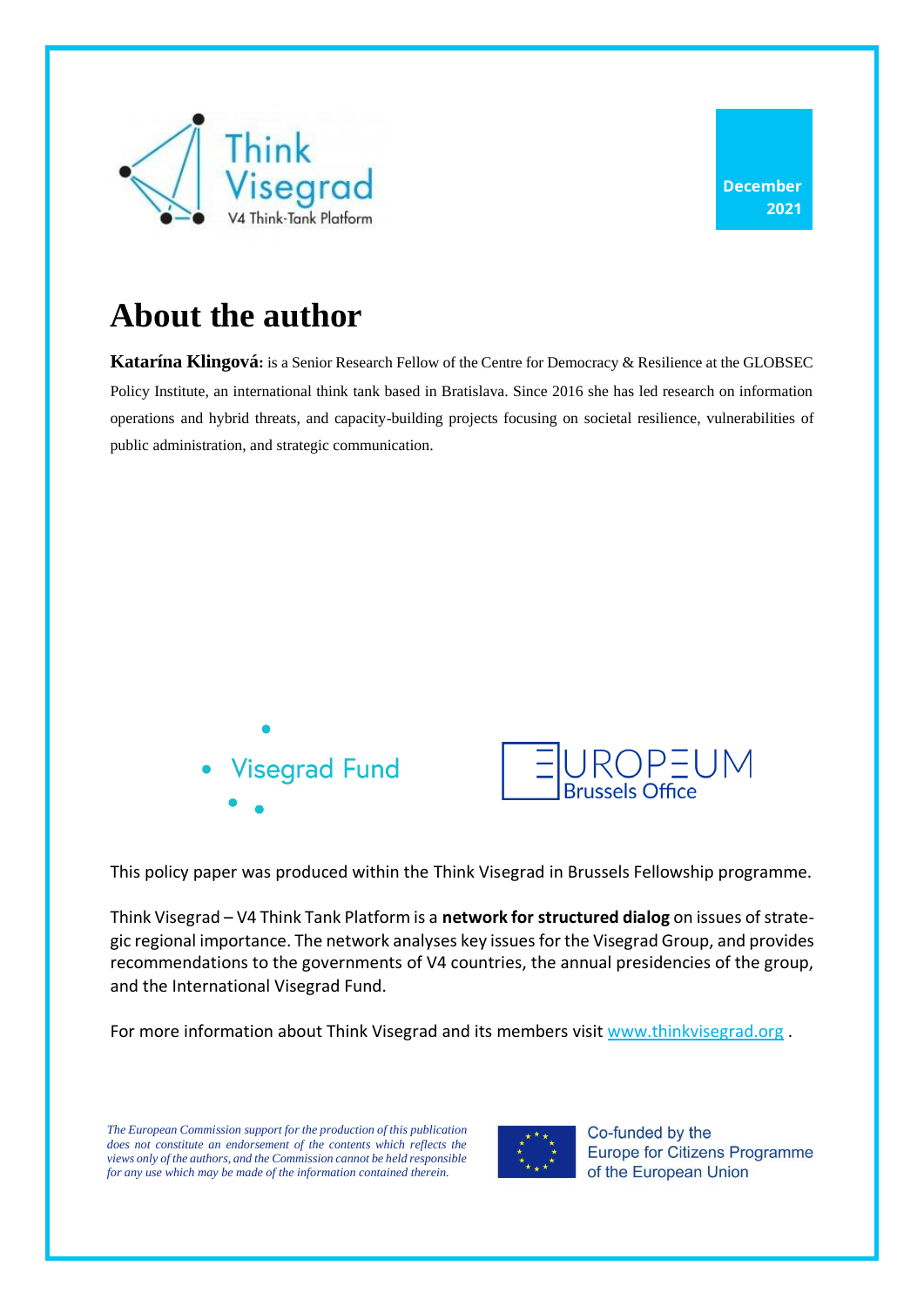December 2021

# About the author

**Katarína Klingová:** is a Senior Research Fellow of the Centre for Democracy & Resilience at the GLOBSEC Policy Institute, an international think tank based in Bratislava. Since 2016 she has led research on information operations and hybrid threats, and capacity-building projects focusing on societal resilience, vulnerabilities of public administration, and strategic communication.

This policy paper was produced within the Think Visegrad in Brussels Fellowship programme.

Think Visegrad – V4 Think Tank Platform is a **network for structured dialog** on issues of strategic regional importance. The network analyses key issues for the Visegrad Group, and provides recommendations to the governments of V4 countries, the annual presidencies of the group, and the International Visegrad Fund.

For more information about Think Visegrad and its members visit [www.thinkvisegrad.org](http://www.thinkvisegrad.org) .

*The European Commission support for the production of this publication does not constitute an endorsement of the contents which reflects the views only of the authors, and the Commission cannot be held responsible for any use which may be made of the information contained therein.*

Co-funded by the Europe for Citizens Programme of the European Union